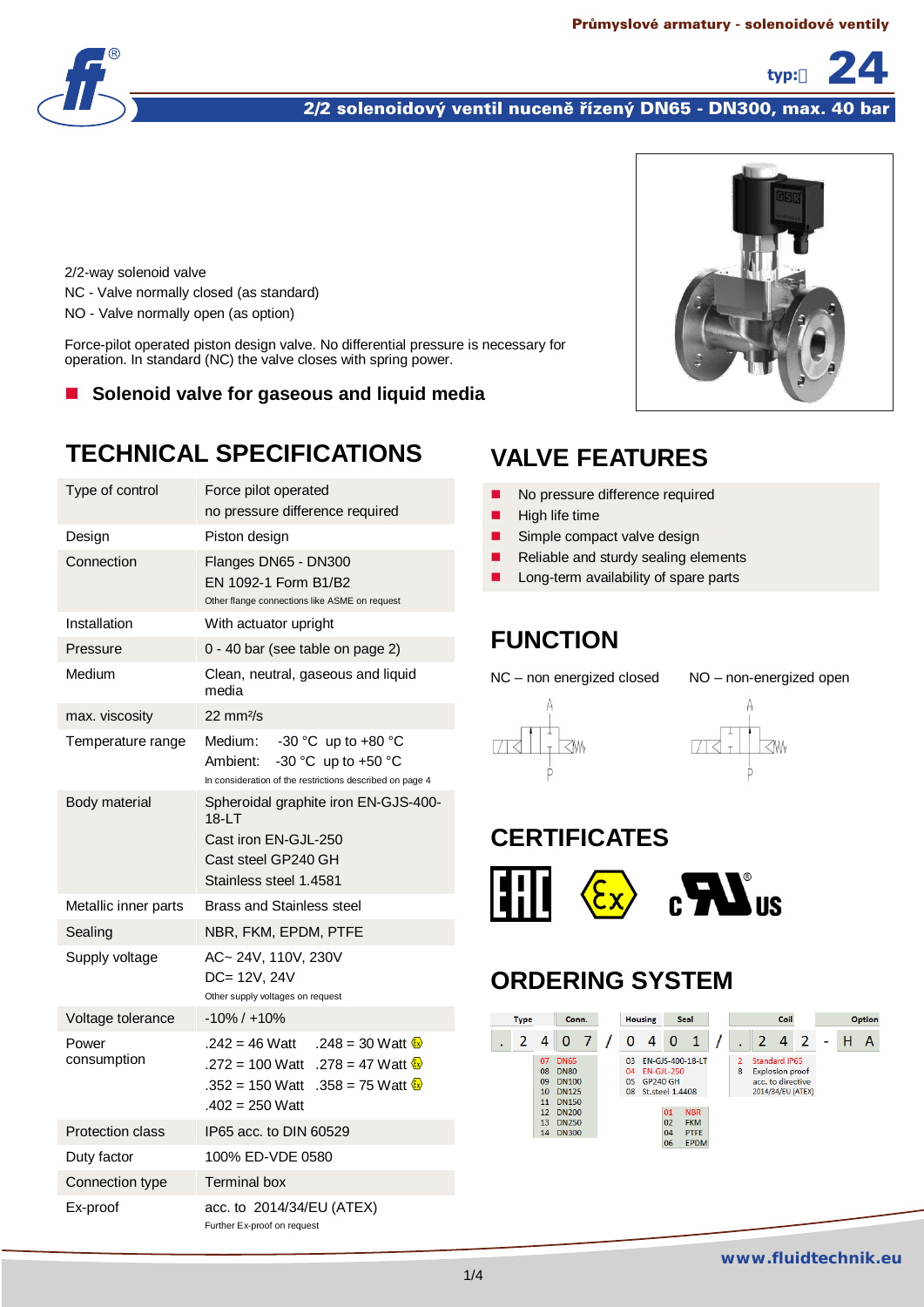Průmyslové armatury - solenoidové ventily

typ: 24

# 2/2 solenoidový ventil nuceně řízený DN65 - DN300, max. 40 bar

2/2-way solenoid valve
NC - Valve normally closed (as standard)
NO - Valve normally open (as option)

Force-pilot operated piston design valve. No differential pressure is necessary for operation. In standard (NC) the valve closes with spring power.

- **Solenoid valve for gaseous and liquid media**

## TECHNICAL SPECIFICATIONS

| | |
|---|---|
| Type of control | Force pilot operated<br>no pressure difference required |
| Design | Piston design |
| Connection | Flanges DN65 - DN300<br>EN 1092-1 Form B1/B2<br>Other flange connections like ASME on request |
| Installation | With actuator upright |
| Pressure | 0 - 40 bar (see table on page 2) |
| Medium | Clean, neutral, gaseous and liquid media |
| max. viscosity | 22 mm²/s |
| Temperature range | Medium: -30 °C up to +80 °C<br>Ambient: -30 °C up to +50 °C<br>In consideration of the restrictions described on page 4 |
| Body material | Spheroidal graphite iron EN-GJS-400-18-LT<br>Cast iron EN-GJL-250<br>Cast steel GP240 GH<br>Stainless steel 1.4581 |
| Metallic inner parts | Brass and Stainless steel |
| Sealing | NBR, FKM, EPDM, PTFE |
| Supply voltage | AC~ 24V, 110V, 230V<br>DC= 12V, 24V<br>Other supply voltages on request |
| Voltage tolerance | -10% / +10% |
| Power consumption | .242 = 46 Watt .248 = 30 Watt (Ex)<br>.272 = 100 Watt .278 = 47 Watt (Ex)<br>.352 = 150 Watt .358 = 75 Watt (Ex)<br>.402 = 250 Watt |
| Protection class | IP65 acc. to DIN 60529 |
| Duty factor | 100% ED-VDE 0580 |
| Connection type | Terminal box |
| Ex-proof | acc. to 2014/34/EU (ATEX)<br>Further Ex-proof on request |

## VALVE FEATURES

- No pressure difference required
- High life time
- Simple compact valve design
- Reliable and sturdy sealing elements
- Long-term availability of spare parts

## FUNCTION

NC – non energized closed

NO – non-energized open

## CERTIFICATES

EAC, Ex, cULus

## ORDERING SYSTEM

| Type | | Conn. | | / | Housing | | Seal | | / | Coil | | | - | Option | |
|---|---|---|---|---|---|---|---|---|---|---|---|---|---|---|---|
| . | 2 4 | 0 | 7 | / | 0 | 4 | 0 | 1 | / | . | 2 4 | 2 | - | H | A |

Conn.: 07 DN65, 08 DN80, 09 DN100, 10 DN125, 11 DN150, 12 DN200, 13 DN250, 14 DN300

Housing: 03 EN-GJS-400-18-LT, 04 EN-GJL-250, 05 GP240 GH, 08 St.steel 1.4408

Seal: 01 NBR, 02 FKM, 04 PTFE, 06 EPDM

Coil: 2 Standard IP65, 8 Explosion proof acc. to directive 2014/34/EU (ATEX)

www.fluidtechnik.eu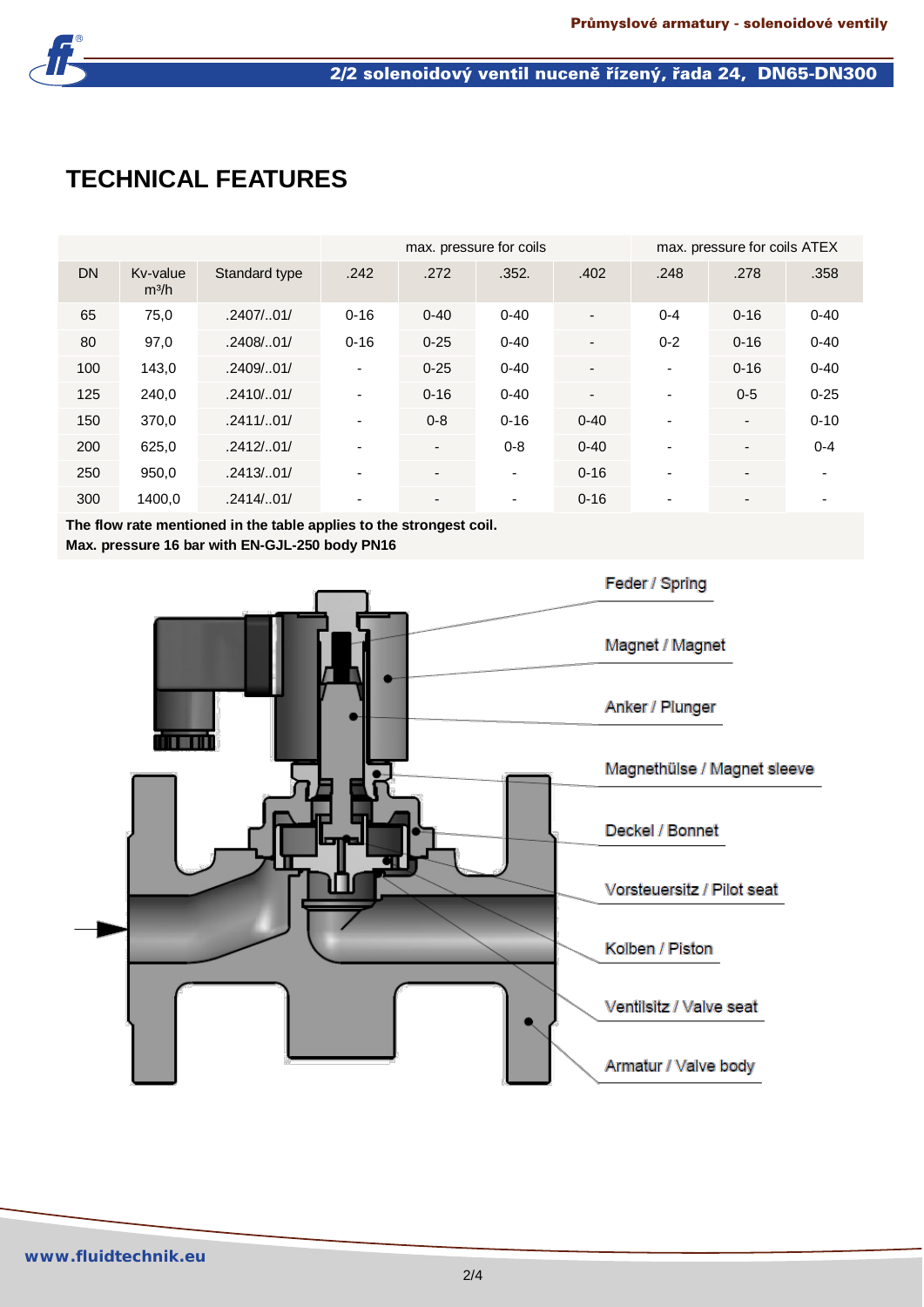# TECHNICAL FEATURES

| DN | Kv-value m³/h | Standard type | max. pressure for coils .242 | .272 | .352. | .402 | max. pressure for coils ATEX .248 | .278 | .358 |
|---|---|---|---|---|---|---|---|---|---|
| 65 | 75,0 | .2407/..01/ | 0-16 | 0-40 | 0-40 | - | 0-4 | 0-16 | 0-40 |
| 80 | 97,0 | .2408/..01/ | 0-16 | 0-25 | 0-40 | - | 0-2 | 0-16 | 0-40 |
| 100 | 143,0 | .2409/..01/ | - | 0-25 | 0-40 | - | - | 0-16 | 0-40 |
| 125 | 240,0 | .2410/..01/ | - | 0-16 | 0-40 | - | - | 0-5 | 0-25 |
| 150 | 370,0 | .2411/..01/ | - | 0-8 | 0-16 | 0-40 | - | - | 0-10 |
| 200 | 625,0 | .2412/..01/ | - | - | 0-8 | 0-40 | - | - | 0-4 |
| 250 | 950,0 | .2413/..01/ | - | - | - | 0-16 | - | - | - |
| 300 | 1400,0 | .2414/..01/ | - | - | - | 0-16 | - | - | - |

**The flow rate mentioned in the table applies to the strongest coil.**
**Max. pressure 16 bar with EN-GJL-250 body PN16**

Feder / Spring

Magnet / Magnet

Anker / Plunger

Magnethülse / Magnet sleeve

Deckel / Bonnet

Vorsteuersitz / Pilot seat

Kolben / Piston

Ventilsitz / Valve seat

Armatur / Valve body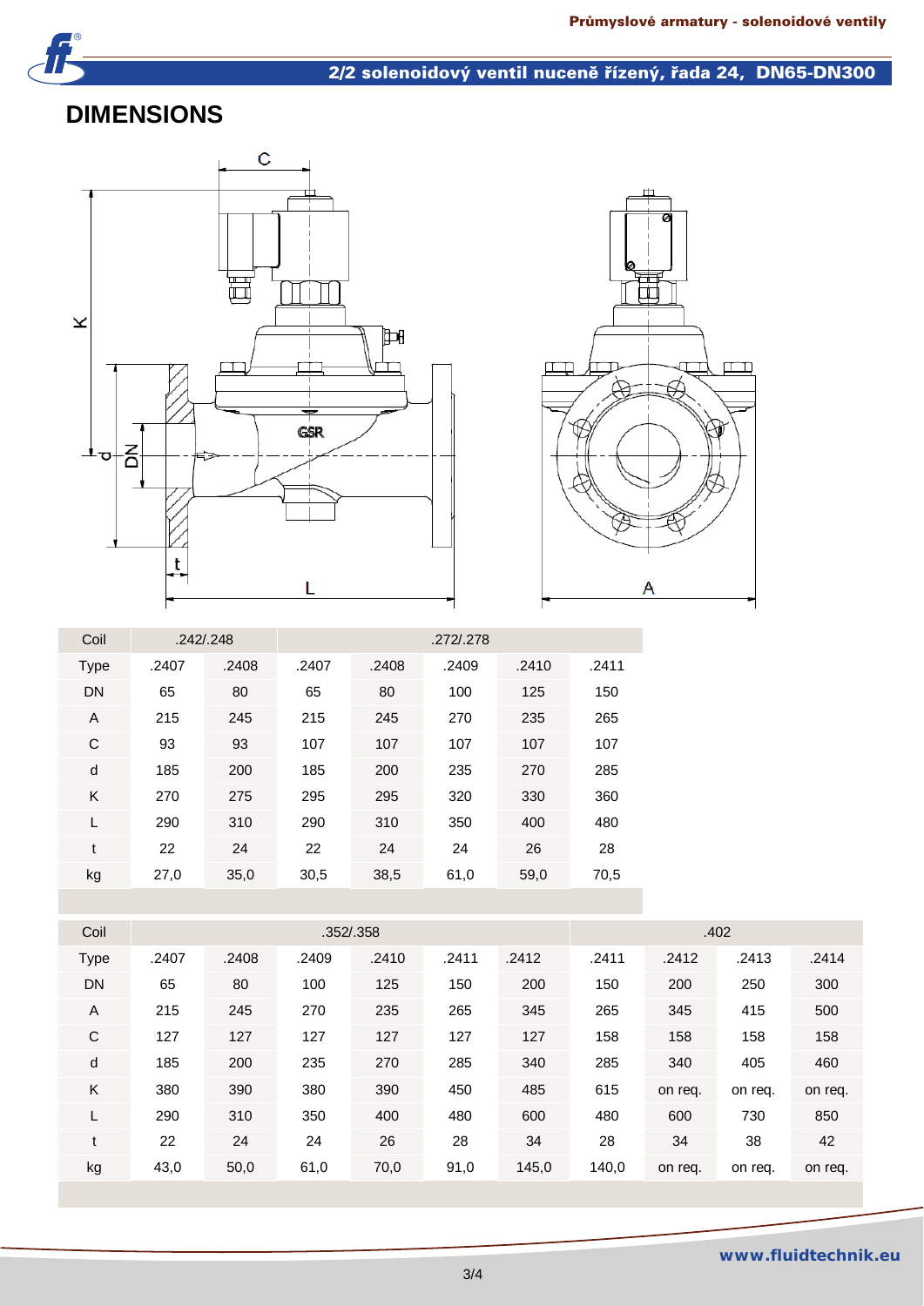# DIMENSIONS

| Coil | .242/.248 | | .272/.278 | | | | |
|---|---|---|---|---|---|---|---|
| Type | .2407 | .2408 | .2407 | .2408 | .2409 | .2410 | .2411 |
| DN | 65 | 80 | 65 | 80 | 100 | 125 | 150 |
| A | 215 | 245 | 215 | 245 | 270 | 235 | 265 |
| C | 93 | 93 | 107 | 107 | 107 | 107 | 107 |
| d | 185 | 200 | 185 | 200 | 235 | 270 | 285 |
| K | 270 | 275 | 295 | 295 | 320 | 330 | 360 |
| L | 290 | 310 | 290 | 310 | 350 | 400 | 480 |
| t | 22 | 24 | 22 | 24 | 24 | 26 | 28 |
| kg | 27,0 | 35,0 | 30,5 | 38,5 | 61,0 | 59,0 | 70,5 |

| Coil | .352/.358 | | | | | | .402 | | | |
|---|---|---|---|---|---|---|---|---|---|---|
| Type | .2407 | .2408 | .2409 | .2410 | .2411 | .2412 | .2411 | .2412 | .2413 | .2414 |
| DN | 65 | 80 | 100 | 125 | 150 | 200 | 150 | 200 | 250 | 300 |
| A | 215 | 245 | 270 | 235 | 265 | 345 | 265 | 345 | 415 | 500 |
| C | 127 | 127 | 127 | 127 | 127 | 127 | 158 | 158 | 158 | 158 |
| d | 185 | 200 | 235 | 270 | 285 | 340 | 285 | 340 | 405 | 460 |
| K | 380 | 390 | 380 | 390 | 450 | 485 | 615 | on req. | on req. | on req. |
| L | 290 | 310 | 350 | 400 | 480 | 600 | 480 | 600 | 730 | 850 |
| t | 22 | 24 | 24 | 26 | 28 | 34 | 28 | 34 | 38 | 42 |
| kg | 43,0 | 50,0 | 61,0 | 70,0 | 91,0 | 145,0 | 140,0 | on req. | on req. | on req. |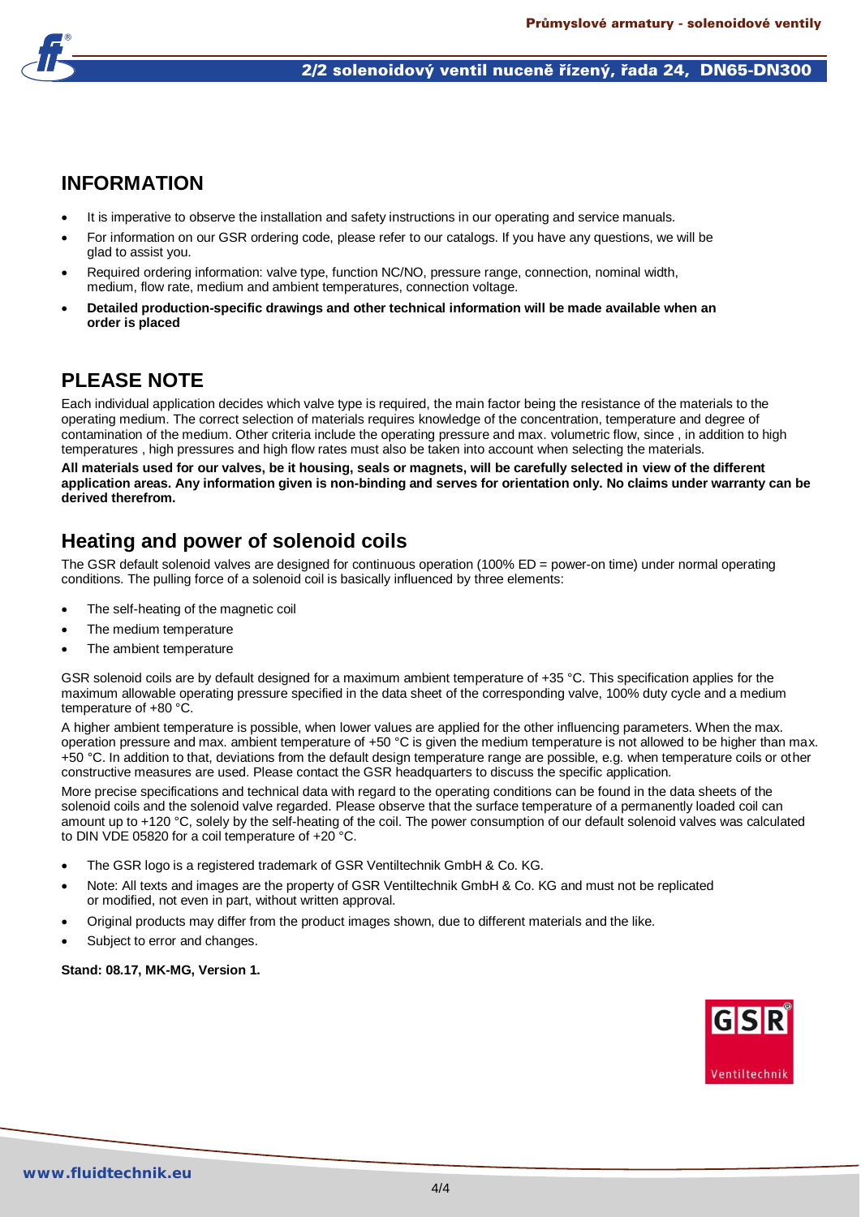## INFORMATION

- It is imperative to observe the installation and safety instructions in our operating and service manuals.
- For information on our GSR ordering code, please refer to our catalogs. If you have any questions, we will be glad to assist you.
- Required ordering information: valve type, function NC/NO, pressure range, connection, nominal width, medium, flow rate, medium and ambient temperatures, connection voltage.
- **Detailed production-specific drawings and other technical information will be made available when an order is placed**

## PLEASE NOTE

Each individual application decides which valve type is required, the main factor being the resistance of the materials to the operating medium. The correct selection of materials requires knowledge of the concentration, temperature and degree of contamination of the medium. Other criteria include the operating pressure and max. volumetric flow, since , in addition to high temperatures , high pressures and high flow rates must also be taken into account when selecting the materials.

**All materials used for our valves, be it housing, seals or magnets, will be carefully selected in view of the different application areas. Any information given is non-binding and serves for orientation only. No claims under warranty can be derived therefrom.**

## Heating and power of solenoid coils

The GSR default solenoid valves are designed for continuous operation (100% ED = power-on time) under normal operating conditions. The pulling force of a solenoid coil is basically influenced by three elements:

- The self-heating of the magnetic coil
- The medium temperature
- The ambient temperature

GSR solenoid coils are by default designed for a maximum ambient temperature of +35 °C. This specification applies for the maximum allowable operating pressure specified in the data sheet of the corresponding valve, 100% duty cycle and a medium temperature of +80 °C.

A higher ambient temperature is possible, when lower values are applied for the other influencing parameters. When the max. operation pressure and max. ambient temperature of +50 °C is given the medium temperature is not allowed to be higher than max. +50 °C. In addition to that, deviations from the default design temperature range are possible, e.g. when temperature coils or other constructive measures are used. Please contact the GSR headquarters to discuss the specific application.

More precise specifications and technical data with regard to the operating conditions can be found in the data sheets of the solenoid coils and the solenoid valve regarded. Please observe that the surface temperature of a permanently loaded coil can amount up to +120 °C, solely by the self-heating of the coil. The power consumption of our default solenoid valves was calculated to DIN VDE 05820 for a coil temperature of +20 °C.

- The GSR logo is a registered trademark of GSR Ventiltechnik GmbH & Co. KG.
- Note: All texts and images are the property of GSR Ventiltechnik GmbH & Co. KG and must not be replicated or modified, not even in part, without written approval.
- Original products may differ from the product images shown, due to different materials and the like.
- Subject to error and changes.

**Stand: 08.17, MK-MG, Version 1.**